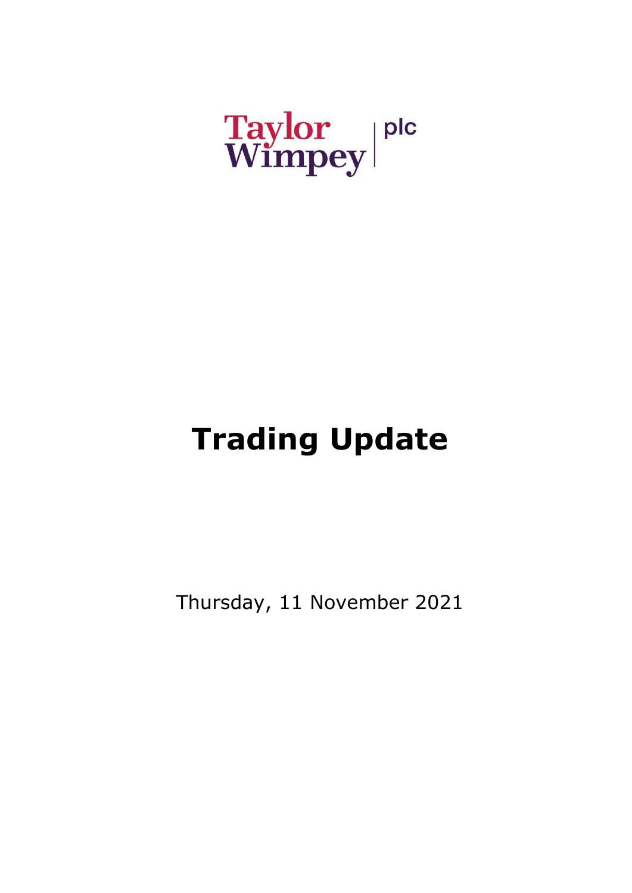Taylor Wimpey | plc

# Trading Update

Thursday, 11 November 2021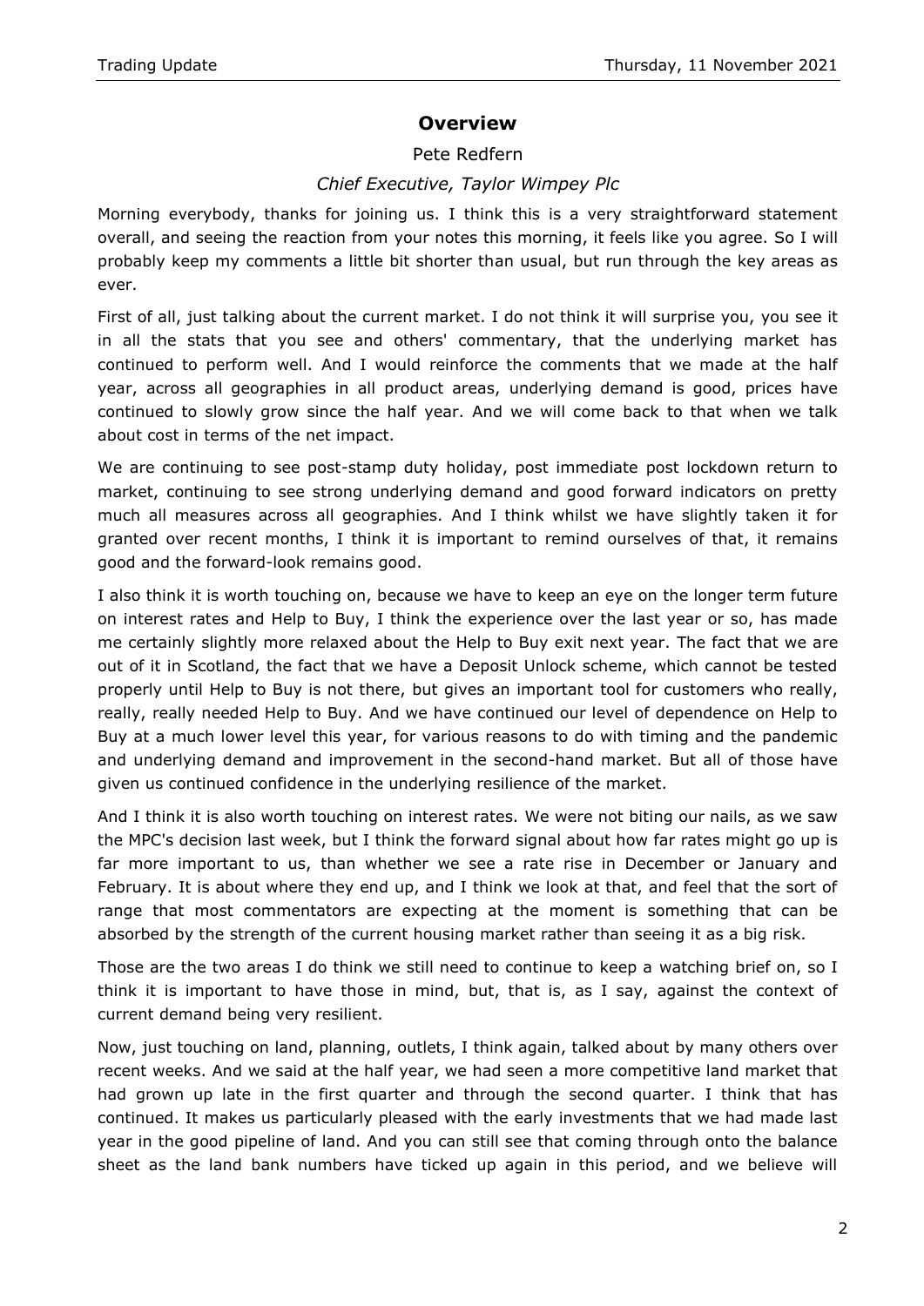## Overview

Pete Redfern

*Chief Executive, Taylor Wimpey Plc*

Morning everybody, thanks for joining us. I think this is a very straightforward statement overall, and seeing the reaction from your notes this morning, it feels like you agree. So I will probably keep my comments a little bit shorter than usual, but run through the key areas as ever.

First of all, just talking about the current market. I do not think it will surprise you, you see it in all the stats that you see and others' commentary, that the underlying market has continued to perform well. And I would reinforce the comments that we made at the half year, across all geographies in all product areas, underlying demand is good, prices have continued to slowly grow since the half year. And we will come back to that when we talk about cost in terms of the net impact.

We are continuing to see post-stamp duty holiday, post immediate post lockdown return to market, continuing to see strong underlying demand and good forward indicators on pretty much all measures across all geographies. And I think whilst we have slightly taken it for granted over recent months, I think it is important to remind ourselves of that, it remains good and the forward-look remains good.

I also think it is worth touching on, because we have to keep an eye on the longer term future on interest rates and Help to Buy, I think the experience over the last year or so, has made me certainly slightly more relaxed about the Help to Buy exit next year. The fact that we are out of it in Scotland, the fact that we have a Deposit Unlock scheme, which cannot be tested properly until Help to Buy is not there, but gives an important tool for customers who really, really, really needed Help to Buy. And we have continued our level of dependence on Help to Buy at a much lower level this year, for various reasons to do with timing and the pandemic and underlying demand and improvement in the second-hand market. But all of those have given us continued confidence in the underlying resilience of the market.

And I think it is also worth touching on interest rates. We were not biting our nails, as we saw the MPC's decision last week, but I think the forward signal about how far rates might go up is far more important to us, than whether we see a rate rise in December or January and February. It is about where they end up, and I think we look at that, and feel that the sort of range that most commentators are expecting at the moment is something that can be absorbed by the strength of the current housing market rather than seeing it as a big risk.

Those are the two areas I do think we still need to continue to keep a watching brief on, so I think it is important to have those in mind, but, that is, as I say, against the context of current demand being very resilient.

Now, just touching on land, planning, outlets, I think again, talked about by many others over recent weeks. And we said at the half year, we had seen a more competitive land market that had grown up late in the first quarter and through the second quarter. I think that has continued. It makes us particularly pleased with the early investments that we had made last year in the good pipeline of land. And you can still see that coming through onto the balance sheet as the land bank numbers have ticked up again in this period, and we believe will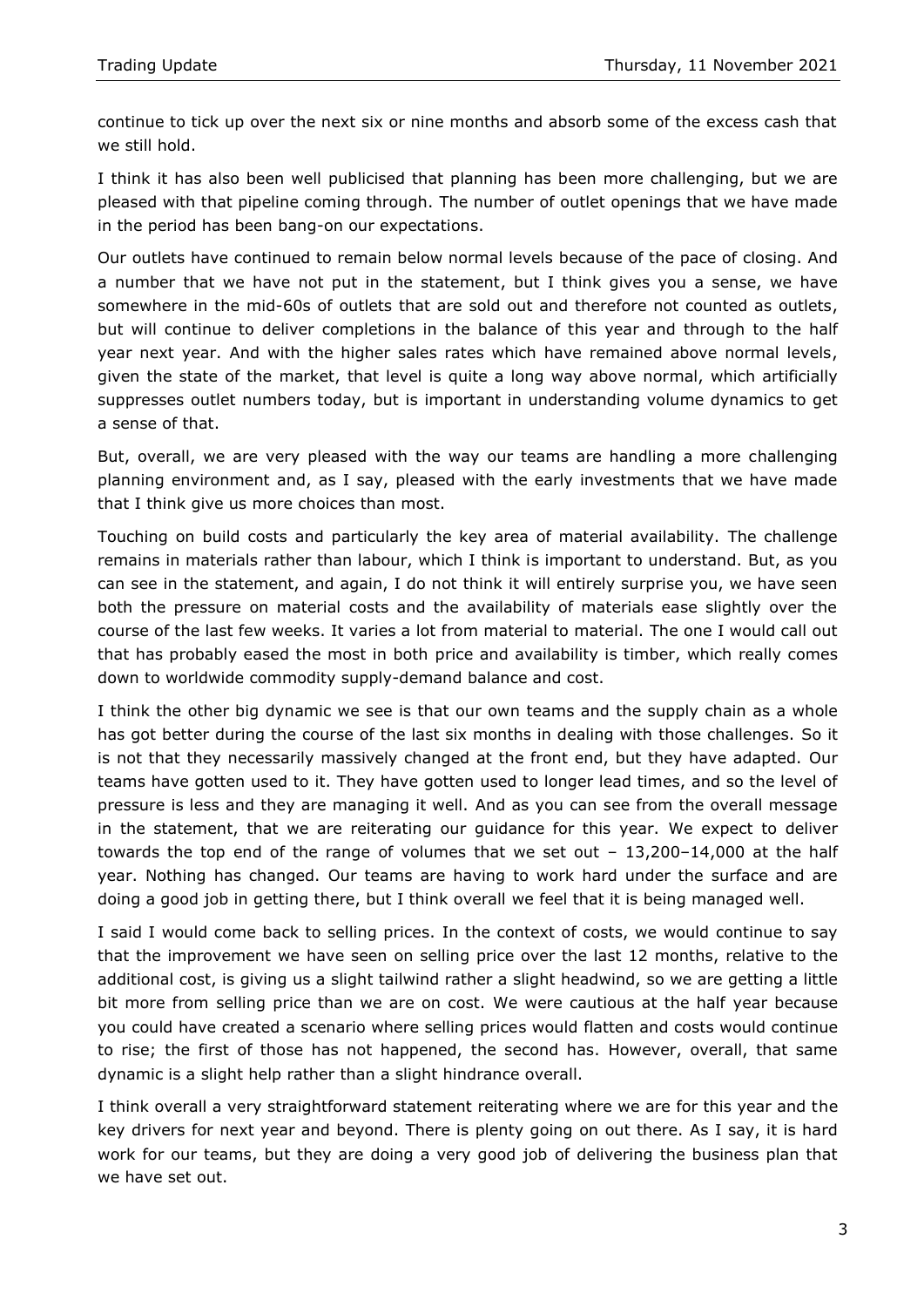continue to tick up over the next six or nine months and absorb some of the excess cash that we still hold.

I think it has also been well publicised that planning has been more challenging, but we are pleased with that pipeline coming through. The number of outlet openings that we have made in the period has been bang-on our expectations.

Our outlets have continued to remain below normal levels because of the pace of closing. And a number that we have not put in the statement, but I think gives you a sense, we have somewhere in the mid-60s of outlets that are sold out and therefore not counted as outlets, but will continue to deliver completions in the balance of this year and through to the half year next year. And with the higher sales rates which have remained above normal levels, given the state of the market, that level is quite a long way above normal, which artificially suppresses outlet numbers today, but is important in understanding volume dynamics to get a sense of that.

But, overall, we are very pleased with the way our teams are handling a more challenging planning environment and, as I say, pleased with the early investments that we have made that I think give us more choices than most.

Touching on build costs and particularly the key area of material availability. The challenge remains in materials rather than labour, which I think is important to understand. But, as you can see in the statement, and again, I do not think it will entirely surprise you, we have seen both the pressure on material costs and the availability of materials ease slightly over the course of the last few weeks. It varies a lot from material to material. The one I would call out that has probably eased the most in both price and availability is timber, which really comes down to worldwide commodity supply-demand balance and cost.

I think the other big dynamic we see is that our own teams and the supply chain as a whole has got better during the course of the last six months in dealing with those challenges. So it is not that they necessarily massively changed at the front end, but they have adapted. Our teams have gotten used to it. They have gotten used to longer lead times, and so the level of pressure is less and they are managing it well. And as you can see from the overall message in the statement, that we are reiterating our guidance for this year. We expect to deliver towards the top end of the range of volumes that we set out – 13,200–14,000 at the half year. Nothing has changed. Our teams are having to work hard under the surface and are doing a good job in getting there, but I think overall we feel that it is being managed well.

I said I would come back to selling prices. In the context of costs, we would continue to say that the improvement we have seen on selling price over the last 12 months, relative to the additional cost, is giving us a slight tailwind rather a slight headwind, so we are getting a little bit more from selling price than we are on cost. We were cautious at the half year because you could have created a scenario where selling prices would flatten and costs would continue to rise; the first of those has not happened, the second has. However, overall, that same dynamic is a slight help rather than a slight hindrance overall.

I think overall a very straightforward statement reiterating where we are for this year and the key drivers for next year and beyond. There is plenty going on out there. As I say, it is hard work for our teams, but they are doing a very good job of delivering the business plan that we have set out.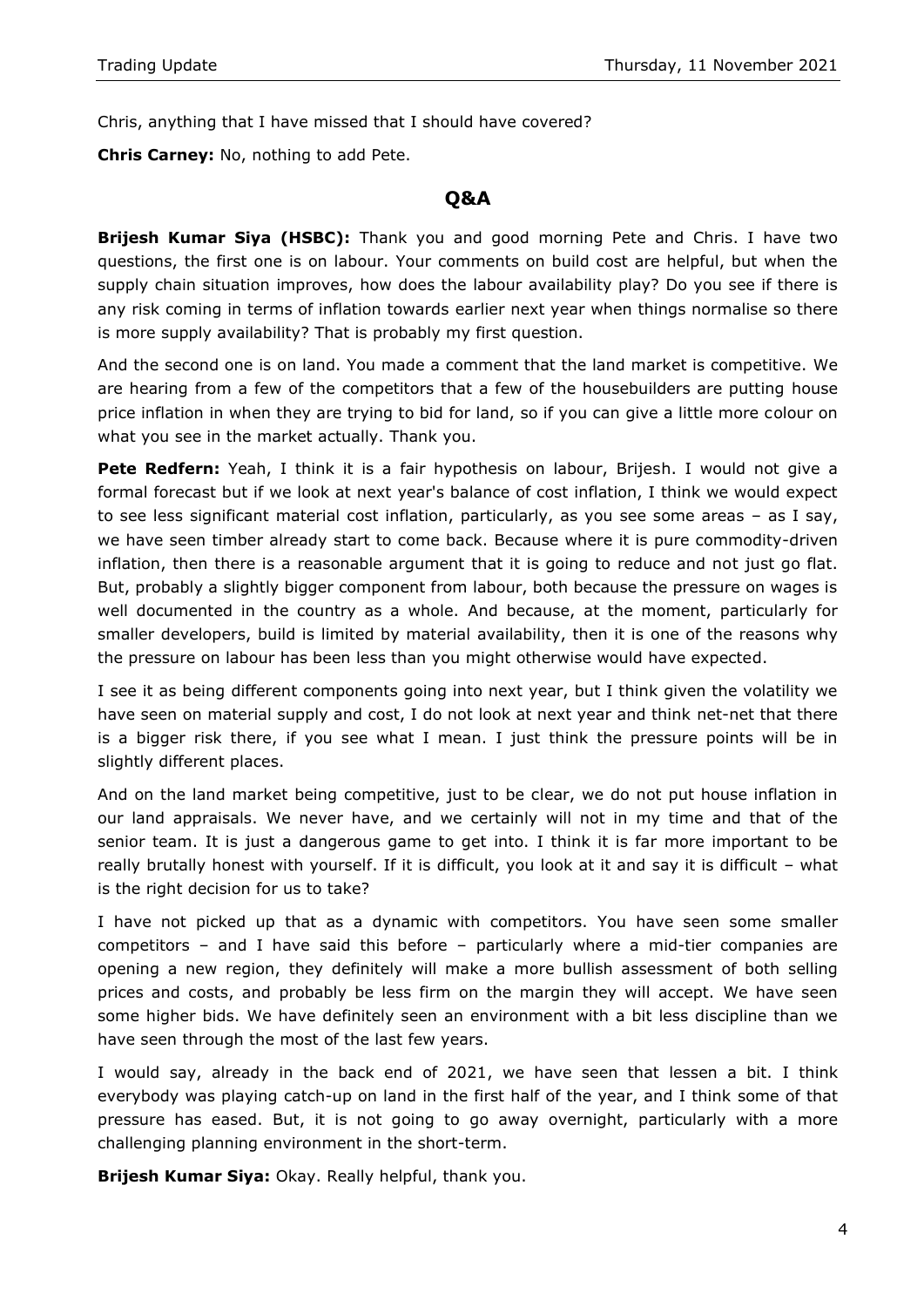Chris, anything that I have missed that I should have covered?

**Chris Carney:** No, nothing to add Pete.

## Q&A

**Brijesh Kumar Siya (HSBC):** Thank you and good morning Pete and Chris. I have two questions, the first one is on labour. Your comments on build cost are helpful, but when the supply chain situation improves, how does the labour availability play? Do you see if there is any risk coming in terms of inflation towards earlier next year when things normalise so there is more supply availability? That is probably my first question.

And the second one is on land. You made a comment that the land market is competitive. We are hearing from a few of the competitors that a few of the housebuilders are putting house price inflation in when they are trying to bid for land, so if you can give a little more colour on what you see in the market actually. Thank you.

**Pete Redfern:** Yeah, I think it is a fair hypothesis on labour, Brijesh. I would not give a formal forecast but if we look at next year's balance of cost inflation, I think we would expect to see less significant material cost inflation, particularly, as you see some areas – as I say, we have seen timber already start to come back. Because where it is pure commodity-driven inflation, then there is a reasonable argument that it is going to reduce and not just go flat. But, probably a slightly bigger component from labour, both because the pressure on wages is well documented in the country as a whole. And because, at the moment, particularly for smaller developers, build is limited by material availability, then it is one of the reasons why the pressure on labour has been less than you might otherwise would have expected.

I see it as being different components going into next year, but I think given the volatility we have seen on material supply and cost, I do not look at next year and think net-net that there is a bigger risk there, if you see what I mean. I just think the pressure points will be in slightly different places.

And on the land market being competitive, just to be clear, we do not put house inflation in our land appraisals. We never have, and we certainly will not in my time and that of the senior team. It is just a dangerous game to get into. I think it is far more important to be really brutally honest with yourself. If it is difficult, you look at it and say it is difficult – what is the right decision for us to take?

I have not picked up that as a dynamic with competitors. You have seen some smaller competitors – and I have said this before – particularly where a mid-tier companies are opening a new region, they definitely will make a more bullish assessment of both selling prices and costs, and probably be less firm on the margin they will accept. We have seen some higher bids. We have definitely seen an environment with a bit less discipline than we have seen through the most of the last few years.

I would say, already in the back end of 2021, we have seen that lessen a bit. I think everybody was playing catch-up on land in the first half of the year, and I think some of that pressure has eased. But, it is not going to go away overnight, particularly with a more challenging planning environment in the short-term.

**Brijesh Kumar Siya:** Okay. Really helpful, thank you.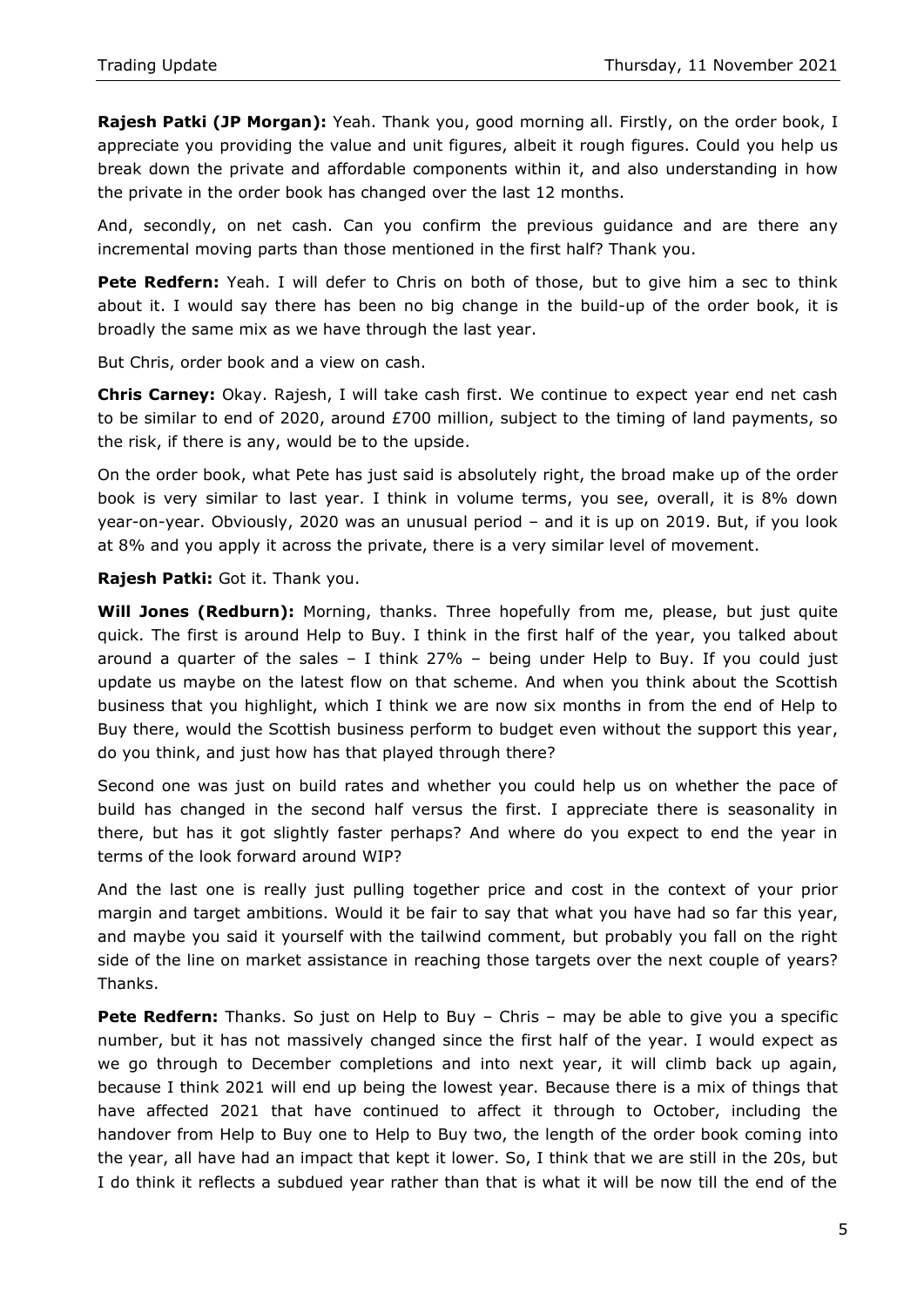**Rajesh Patki (JP Morgan):** Yeah. Thank you, good morning all. Firstly, on the order book, I appreciate you providing the value and unit figures, albeit it rough figures. Could you help us break down the private and affordable components within it, and also understanding in how the private in the order book has changed over the last 12 months.

And, secondly, on net cash. Can you confirm the previous guidance and are there any incremental moving parts than those mentioned in the first half? Thank you.

**Pete Redfern:** Yeah. I will defer to Chris on both of those, but to give him a sec to think about it. I would say there has been no big change in the build-up of the order book, it is broadly the same mix as we have through the last year.

But Chris, order book and a view on cash.

**Chris Carney:** Okay. Rajesh, I will take cash first. We continue to expect year end net cash to be similar to end of 2020, around £700 million, subject to the timing of land payments, so the risk, if there is any, would be to the upside.

On the order book, what Pete has just said is absolutely right, the broad make up of the order book is very similar to last year. I think in volume terms, you see, overall, it is 8% down year-on-year. Obviously, 2020 was an unusual period – and it is up on 2019. But, if you look at 8% and you apply it across the private, there is a very similar level of movement.

**Rajesh Patki:** Got it. Thank you.

**Will Jones (Redburn):** Morning, thanks. Three hopefully from me, please, but just quite quick. The first is around Help to Buy. I think in the first half of the year, you talked about around a quarter of the sales – I think 27% – being under Help to Buy. If you could just update us maybe on the latest flow on that scheme. And when you think about the Scottish business that you highlight, which I think we are now six months in from the end of Help to Buy there, would the Scottish business perform to budget even without the support this year, do you think, and just how has that played through there?

Second one was just on build rates and whether you could help us on whether the pace of build has changed in the second half versus the first. I appreciate there is seasonality in there, but has it got slightly faster perhaps? And where do you expect to end the year in terms of the look forward around WIP?

And the last one is really just pulling together price and cost in the context of your prior margin and target ambitions. Would it be fair to say that what you have had so far this year, and maybe you said it yourself with the tailwind comment, but probably you fall on the right side of the line on market assistance in reaching those targets over the next couple of years? Thanks.

**Pete Redfern:** Thanks. So just on Help to Buy – Chris – may be able to give you a specific number, but it has not massively changed since the first half of the year. I would expect as we go through to December completions and into next year, it will climb back up again, because I think 2021 will end up being the lowest year. Because there is a mix of things that have affected 2021 that have continued to affect it through to October, including the handover from Help to Buy one to Help to Buy two, the length of the order book coming into the year, all have had an impact that kept it lower. So, I think that we are still in the 20s, but I do think it reflects a subdued year rather than that is what it will be now till the end of the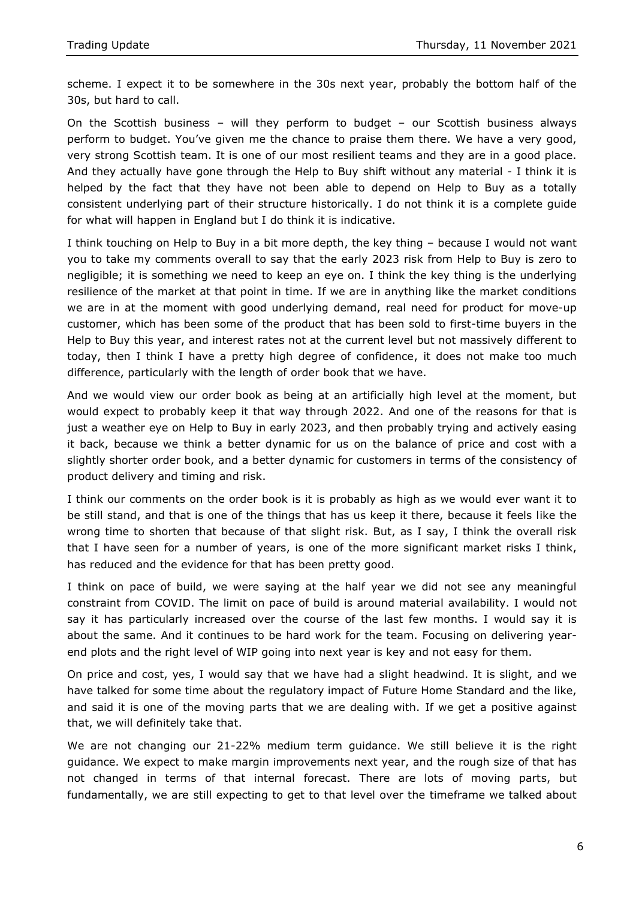scheme. I expect it to be somewhere in the 30s next year, probably the bottom half of the 30s, but hard to call.

On the Scottish business – will they perform to budget – our Scottish business always perform to budget. You've given me the chance to praise them there. We have a very good, very strong Scottish team. It is one of our most resilient teams and they are in a good place. And they actually have gone through the Help to Buy shift without any material - I think it is helped by the fact that they have not been able to depend on Help to Buy as a totally consistent underlying part of their structure historically. I do not think it is a complete guide for what will happen in England but I do think it is indicative.

I think touching on Help to Buy in a bit more depth, the key thing – because I would not want you to take my comments overall to say that the early 2023 risk from Help to Buy is zero to negligible; it is something we need to keep an eye on. I think the key thing is the underlying resilience of the market at that point in time. If we are in anything like the market conditions we are in at the moment with good underlying demand, real need for product for move-up customer, which has been some of the product that has been sold to first-time buyers in the Help to Buy this year, and interest rates not at the current level but not massively different to today, then I think I have a pretty high degree of confidence, it does not make too much difference, particularly with the length of order book that we have.

And we would view our order book as being at an artificially high level at the moment, but would expect to probably keep it that way through 2022. And one of the reasons for that is just a weather eye on Help to Buy in early 2023, and then probably trying and actively easing it back, because we think a better dynamic for us on the balance of price and cost with a slightly shorter order book, and a better dynamic for customers in terms of the consistency of product delivery and timing and risk.

I think our comments on the order book is it is probably as high as we would ever want it to be still stand, and that is one of the things that has us keep it there, because it feels like the wrong time to shorten that because of that slight risk. But, as I say, I think the overall risk that I have seen for a number of years, is one of the more significant market risks I think, has reduced and the evidence for that has been pretty good.

I think on pace of build, we were saying at the half year we did not see any meaningful constraint from COVID. The limit on pace of build is around material availability. I would not say it has particularly increased over the course of the last few months. I would say it is about the same. And it continues to be hard work for the team. Focusing on delivering year-end plots and the right level of WIP going into next year is key and not easy for them.

On price and cost, yes, I would say that we have had a slight headwind. It is slight, and we have talked for some time about the regulatory impact of Future Home Standard and the like, and said it is one of the moving parts that we are dealing with. If we get a positive against that, we will definitely take that.

We are not changing our 21-22% medium term guidance. We still believe it is the right guidance. We expect to make margin improvements next year, and the rough size of that has not changed in terms of that internal forecast. There are lots of moving parts, but fundamentally, we are still expecting to get to that level over the timeframe we talked about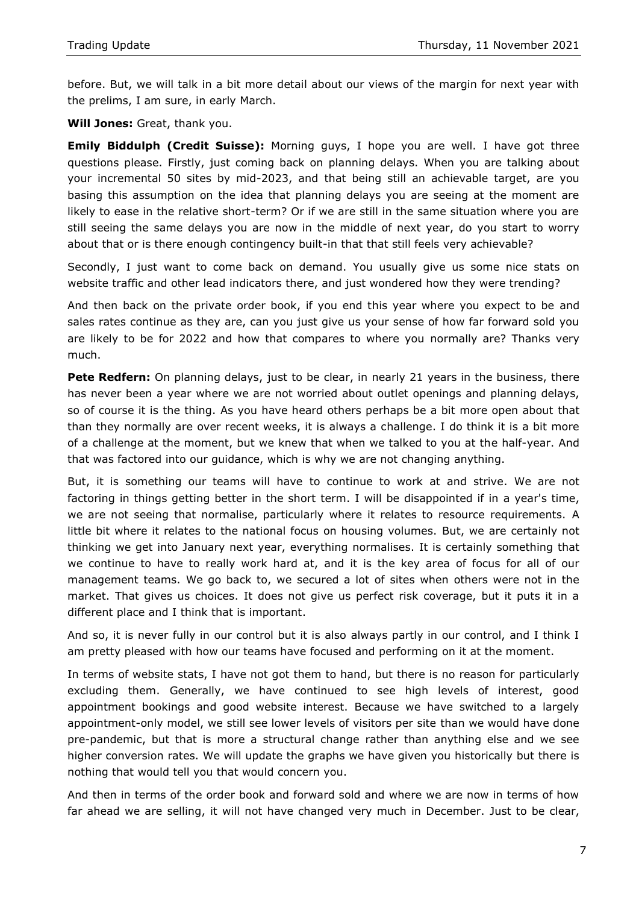before. But, we will talk in a bit more detail about our views of the margin for next year with the prelims, I am sure, in early March.

**Will Jones:** Great, thank you.

**Emily Biddulph (Credit Suisse):** Morning guys, I hope you are well. I have got three questions please. Firstly, just coming back on planning delays. When you are talking about your incremental 50 sites by mid-2023, and that being still an achievable target, are you basing this assumption on the idea that planning delays you are seeing at the moment are likely to ease in the relative short-term? Or if we are still in the same situation where you are still seeing the same delays you are now in the middle of next year, do you start to worry about that or is there enough contingency built-in that that still feels very achievable?

Secondly, I just want to come back on demand. You usually give us some nice stats on website traffic and other lead indicators there, and just wondered how they were trending?

And then back on the private order book, if you end this year where you expect to be and sales rates continue as they are, can you just give us your sense of how far forward sold you are likely to be for 2022 and how that compares to where you normally are? Thanks very much.

**Pete Redfern:** On planning delays, just to be clear, in nearly 21 years in the business, there has never been a year where we are not worried about outlet openings and planning delays, so of course it is the thing. As you have heard others perhaps be a bit more open about that than they normally are over recent weeks, it is always a challenge. I do think it is a bit more of a challenge at the moment, but we knew that when we talked to you at the half-year. And that was factored into our guidance, which is why we are not changing anything.

But, it is something our teams will have to continue to work at and strive. We are not factoring in things getting better in the short term. I will be disappointed if in a year's time, we are not seeing that normalise, particularly where it relates to resource requirements. A little bit where it relates to the national focus on housing volumes. But, we are certainly not thinking we get into January next year, everything normalises. It is certainly something that we continue to have to really work hard at, and it is the key area of focus for all of our management teams. We go back to, we secured a lot of sites when others were not in the market. That gives us choices. It does not give us perfect risk coverage, but it puts it in a different place and I think that is important.

And so, it is never fully in our control but it is also always partly in our control, and I think I am pretty pleased with how our teams have focused and performing on it at the moment.

In terms of website stats, I have not got them to hand, but there is no reason for particularly excluding them. Generally, we have continued to see high levels of interest, good appointment bookings and good website interest. Because we have switched to a largely appointment-only model, we still see lower levels of visitors per site than we would have done pre-pandemic, but that is more a structural change rather than anything else and we see higher conversion rates. We will update the graphs we have given you historically but there is nothing that would tell you that would concern you.

And then in terms of the order book and forward sold and where we are now in terms of how far ahead we are selling, it will not have changed very much in December. Just to be clear,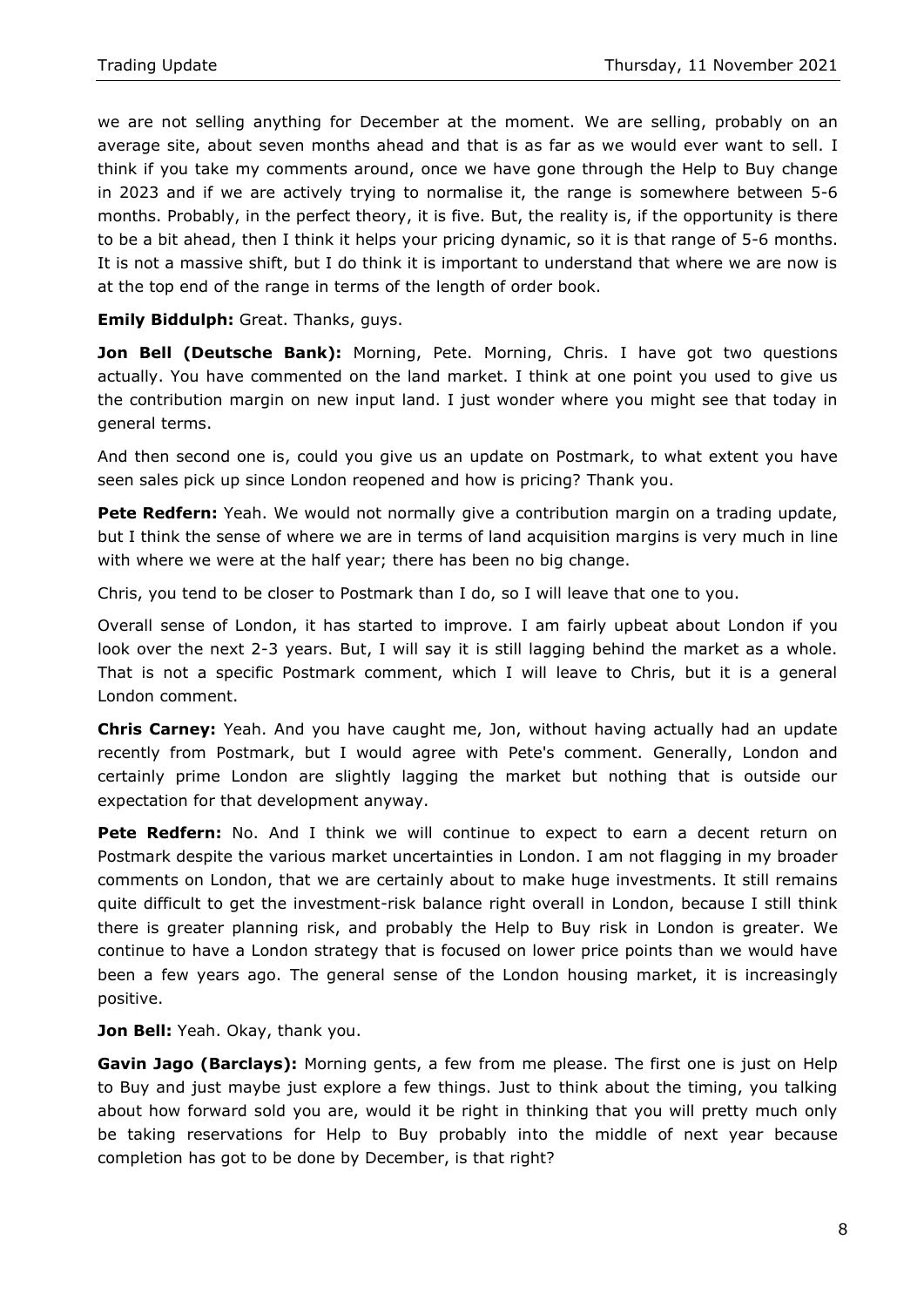we are not selling anything for December at the moment. We are selling, probably on an average site, about seven months ahead and that is as far as we would ever want to sell. I think if you take my comments around, once we have gone through the Help to Buy change in 2023 and if we are actively trying to normalise it, the range is somewhere between 5-6 months. Probably, in the perfect theory, it is five. But, the reality is, if the opportunity is there to be a bit ahead, then I think it helps your pricing dynamic, so it is that range of 5-6 months. It is not a massive shift, but I do think it is important to understand that where we are now is at the top end of the range in terms of the length of order book.

**Emily Biddulph:** Great. Thanks, guys.

**Jon Bell (Deutsche Bank):** Morning, Pete. Morning, Chris. I have got two questions actually. You have commented on the land market. I think at one point you used to give us the contribution margin on new input land. I just wonder where you might see that today in general terms.

And then second one is, could you give us an update on Postmark, to what extent you have seen sales pick up since London reopened and how is pricing? Thank you.

**Pete Redfern:** Yeah. We would not normally give a contribution margin on a trading update, but I think the sense of where we are in terms of land acquisition margins is very much in line with where we were at the half year; there has been no big change.

Chris, you tend to be closer to Postmark than I do, so I will leave that one to you.

Overall sense of London, it has started to improve. I am fairly upbeat about London if you look over the next 2-3 years. But, I will say it is still lagging behind the market as a whole. That is not a specific Postmark comment, which I will leave to Chris, but it is a general London comment.

**Chris Carney:** Yeah. And you have caught me, Jon, without having actually had an update recently from Postmark, but I would agree with Pete's comment. Generally, London and certainly prime London are slightly lagging the market but nothing that is outside our expectation for that development anyway.

**Pete Redfern:** No. And I think we will continue to expect to earn a decent return on Postmark despite the various market uncertainties in London. I am not flagging in my broader comments on London, that we are certainly about to make huge investments. It still remains quite difficult to get the investment-risk balance right overall in London, because I still think there is greater planning risk, and probably the Help to Buy risk in London is greater. We continue to have a London strategy that is focused on lower price points than we would have been a few years ago. The general sense of the London housing market, it is increasingly positive.

**Jon Bell:** Yeah. Okay, thank you.

**Gavin Jago (Barclays):** Morning gents, a few from me please. The first one is just on Help to Buy and just maybe just explore a few things. Just to think about the timing, you talking about how forward sold you are, would it be right in thinking that you will pretty much only be taking reservations for Help to Buy probably into the middle of next year because completion has got to be done by December, is that right?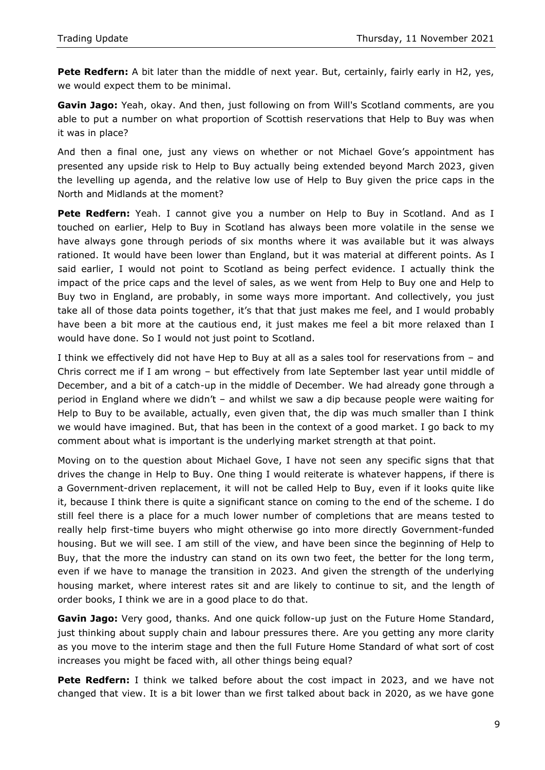**Pete Redfern:** A bit later than the middle of next year. But, certainly, fairly early in H2, yes, we would expect them to be minimal.

**Gavin Jago:** Yeah, okay. And then, just following on from Will's Scotland comments, are you able to put a number on what proportion of Scottish reservations that Help to Buy was when it was in place?

And then a final one, just any views on whether or not Michael Gove's appointment has presented any upside risk to Help to Buy actually being extended beyond March 2023, given the levelling up agenda, and the relative low use of Help to Buy given the price caps in the North and Midlands at the moment?

**Pete Redfern:** Yeah. I cannot give you a number on Help to Buy in Scotland. And as I touched on earlier, Help to Buy in Scotland has always been more volatile in the sense we have always gone through periods of six months where it was available but it was always rationed. It would have been lower than England, but it was material at different points. As I said earlier, I would not point to Scotland as being perfect evidence. I actually think the impact of the price caps and the level of sales, as we went from Help to Buy one and Help to Buy two in England, are probably, in some ways more important. And collectively, you just take all of those data points together, it's that that just makes me feel, and I would probably have been a bit more at the cautious end, it just makes me feel a bit more relaxed than I would have done. So I would not just point to Scotland.

I think we effectively did not have Hep to Buy at all as a sales tool for reservations from – and Chris correct me if I am wrong – but effectively from late September last year until middle of December, and a bit of a catch-up in the middle of December. We had already gone through a period in England where we didn't – and whilst we saw a dip because people were waiting for Help to Buy to be available, actually, even given that, the dip was much smaller than I think we would have imagined. But, that has been in the context of a good market. I go back to my comment about what is important is the underlying market strength at that point.

Moving on to the question about Michael Gove, I have not seen any specific signs that that drives the change in Help to Buy. One thing I would reiterate is whatever happens, if there is a Government-driven replacement, it will not be called Help to Buy, even if it looks quite like it, because I think there is quite a significant stance on coming to the end of the scheme. I do still feel there is a place for a much lower number of completions that are means tested to really help first-time buyers who might otherwise go into more directly Government-funded housing. But we will see. I am still of the view, and have been since the beginning of Help to Buy, that the more the industry can stand on its own two feet, the better for the long term, even if we have to manage the transition in 2023. And given the strength of the underlying housing market, where interest rates sit and are likely to continue to sit, and the length of order books, I think we are in a good place to do that.

**Gavin Jago:** Very good, thanks. And one quick follow-up just on the Future Home Standard, just thinking about supply chain and labour pressures there. Are you getting any more clarity as you move to the interim stage and then the full Future Home Standard of what sort of cost increases you might be faced with, all other things being equal?

**Pete Redfern:** I think we talked before about the cost impact in 2023, and we have not changed that view. It is a bit lower than we first talked about back in 2020, as we have gone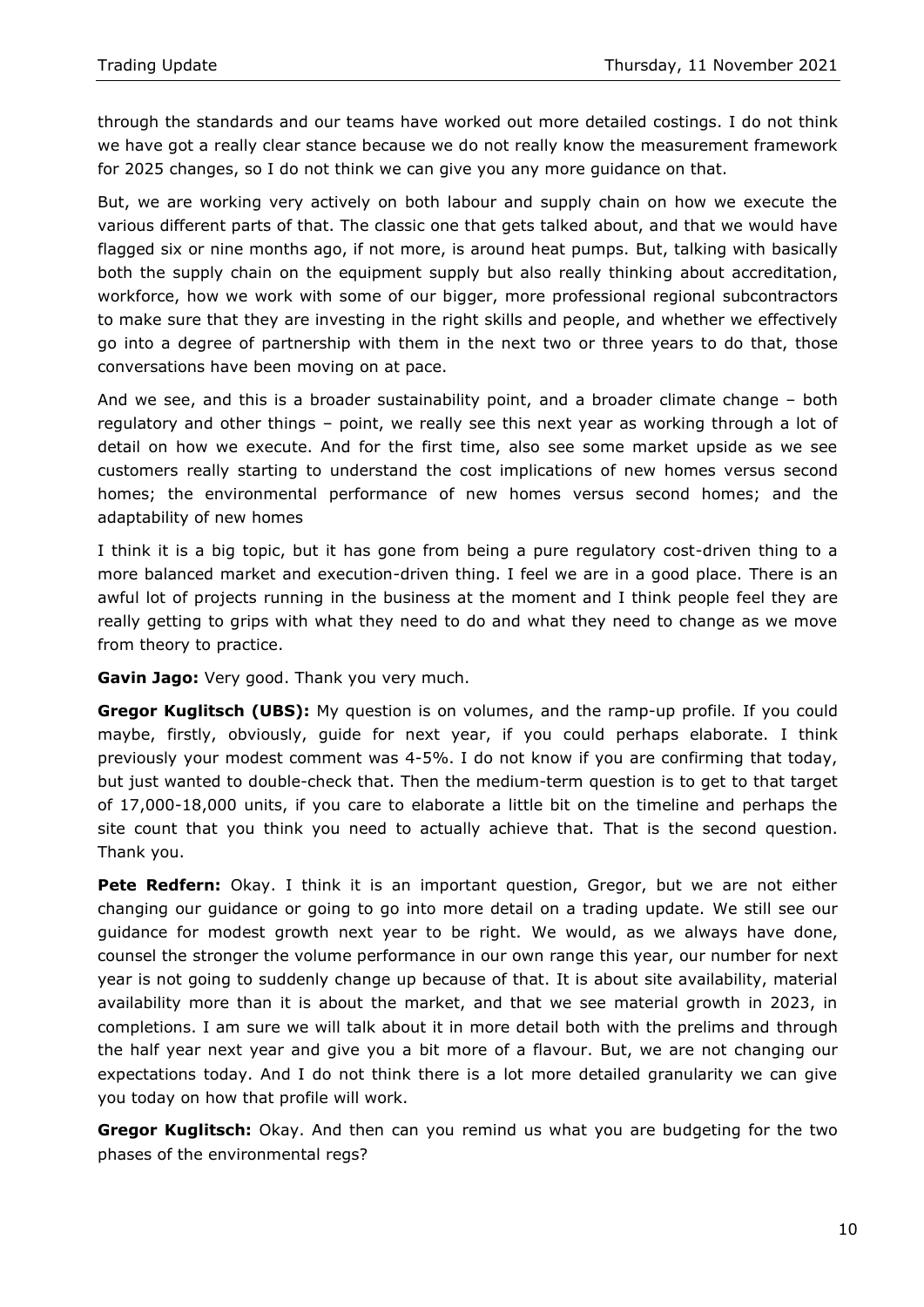through the standards and our teams have worked out more detailed costings. I do not think we have got a really clear stance because we do not really know the measurement framework for 2025 changes, so I do not think we can give you any more guidance on that.

But, we are working very actively on both labour and supply chain on how we execute the various different parts of that. The classic one that gets talked about, and that we would have flagged six or nine months ago, if not more, is around heat pumps. But, talking with basically both the supply chain on the equipment supply but also really thinking about accreditation, workforce, how we work with some of our bigger, more professional regional subcontractors to make sure that they are investing in the right skills and people, and whether we effectively go into a degree of partnership with them in the next two or three years to do that, those conversations have been moving on at pace.

And we see, and this is a broader sustainability point, and a broader climate change – both regulatory and other things – point, we really see this next year as working through a lot of detail on how we execute. And for the first time, also see some market upside as we see customers really starting to understand the cost implications of new homes versus second homes; the environmental performance of new homes versus second homes; and the adaptability of new homes

I think it is a big topic, but it has gone from being a pure regulatory cost-driven thing to a more balanced market and execution-driven thing. I feel we are in a good place. There is an awful lot of projects running in the business at the moment and I think people feel they are really getting to grips with what they need to do and what they need to change as we move from theory to practice.

**Gavin Jago:** Very good. Thank you very much.

**Gregor Kuglitsch (UBS):** My question is on volumes, and the ramp-up profile. If you could maybe, firstly, obviously, guide for next year, if you could perhaps elaborate. I think previously your modest comment was 4-5%. I do not know if you are confirming that today, but just wanted to double-check that. Then the medium-term question is to get to that target of 17,000-18,000 units, if you care to elaborate a little bit on the timeline and perhaps the site count that you think you need to actually achieve that. That is the second question. Thank you.

**Pete Redfern:** Okay. I think it is an important question, Gregor, but we are not either changing our guidance or going to go into more detail on a trading update. We still see our guidance for modest growth next year to be right. We would, as we always have done, counsel the stronger the volume performance in our own range this year, our number for next year is not going to suddenly change up because of that. It is about site availability, material availability more than it is about the market, and that we see material growth in 2023, in completions. I am sure we will talk about it in more detail both with the prelims and through the half year next year and give you a bit more of a flavour. But, we are not changing our expectations today. And I do not think there is a lot more detailed granularity we can give you today on how that profile will work.

**Gregor Kuglitsch:** Okay. And then can you remind us what you are budgeting for the two phases of the environmental regs?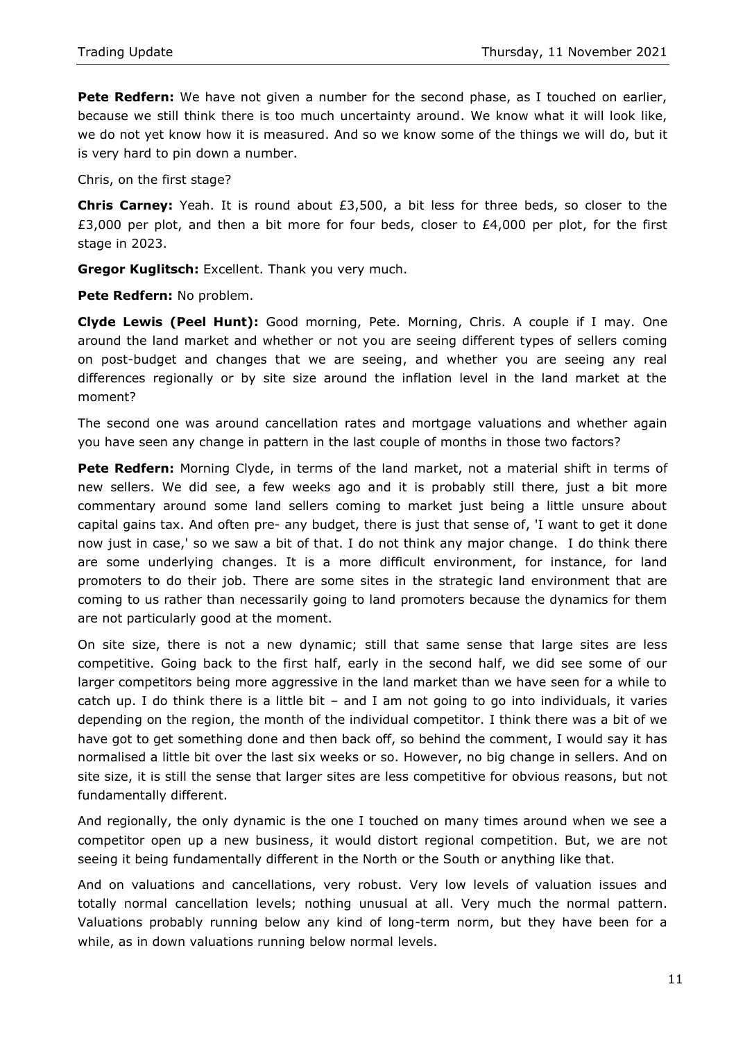**Pete Redfern:** We have not given a number for the second phase, as I touched on earlier, because we still think there is too much uncertainty around. We know what it will look like, we do not yet know how it is measured. And so we know some of the things we will do, but it is very hard to pin down a number.

Chris, on the first stage?

**Chris Carney:** Yeah. It is round about £3,500, a bit less for three beds, so closer to the £3,000 per plot, and then a bit more for four beds, closer to £4,000 per plot, for the first stage in 2023.

**Gregor Kuglitsch:** Excellent. Thank you very much.

**Pete Redfern:** No problem.

**Clyde Lewis (Peel Hunt):** Good morning, Pete. Morning, Chris. A couple if I may. One around the land market and whether or not you are seeing different types of sellers coming on post-budget and changes that we are seeing, and whether you are seeing any real differences regionally or by site size around the inflation level in the land market at the moment?

The second one was around cancellation rates and mortgage valuations and whether again you have seen any change in pattern in the last couple of months in those two factors?

**Pete Redfern:** Morning Clyde, in terms of the land market, not a material shift in terms of new sellers. We did see, a few weeks ago and it is probably still there, just a bit more commentary around some land sellers coming to market just being a little unsure about capital gains tax. And often pre- any budget, there is just that sense of, 'I want to get it done now just in case,' so we saw a bit of that. I do not think any major change. I do think there are some underlying changes. It is a more difficult environment, for instance, for land promoters to do their job. There are some sites in the strategic land environment that are coming to us rather than necessarily going to land promoters because the dynamics for them are not particularly good at the moment.

On site size, there is not a new dynamic; still that same sense that large sites are less competitive. Going back to the first half, early in the second half, we did see some of our larger competitors being more aggressive in the land market than we have seen for a while to catch up. I do think there is a little bit – and I am not going to go into individuals, it varies depending on the region, the month of the individual competitor. I think there was a bit of we have got to get something done and then back off, so behind the comment, I would say it has normalised a little bit over the last six weeks or so. However, no big change in sellers. And on site size, it is still the sense that larger sites are less competitive for obvious reasons, but not fundamentally different.

And regionally, the only dynamic is the one I touched on many times around when we see a competitor open up a new business, it would distort regional competition. But, we are not seeing it being fundamentally different in the North or the South or anything like that.

And on valuations and cancellations, very robust. Very low levels of valuation issues and totally normal cancellation levels; nothing unusual at all. Very much the normal pattern. Valuations probably running below any kind of long-term norm, but they have been for a while, as in down valuations running below normal levels.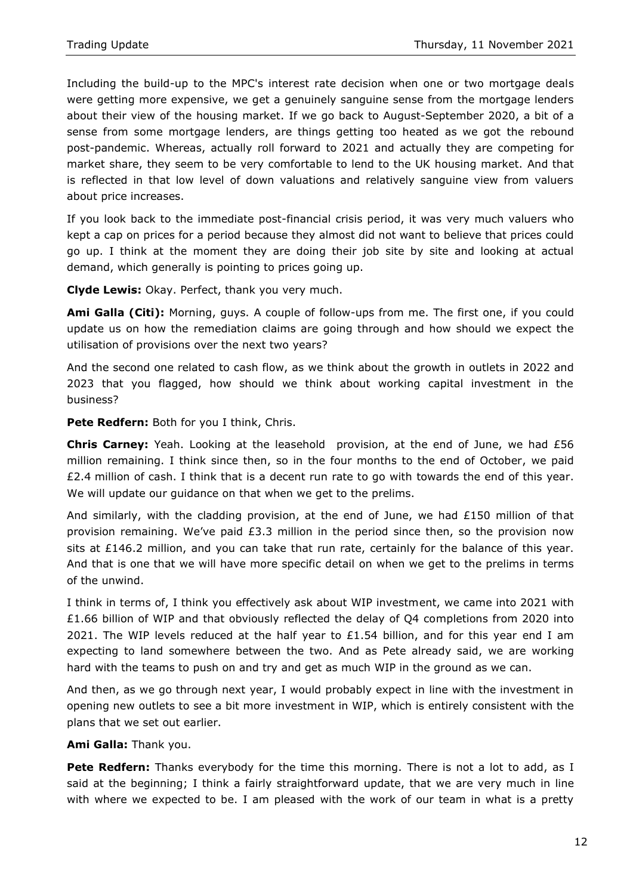Including the build-up to the MPC's interest rate decision when one or two mortgage deals were getting more expensive, we get a genuinely sanguine sense from the mortgage lenders about their view of the housing market. If we go back to August-September 2020, a bit of a sense from some mortgage lenders, are things getting too heated as we got the rebound post-pandemic. Whereas, actually roll forward to 2021 and actually they are competing for market share, they seem to be very comfortable to lend to the UK housing market. And that is reflected in that low level of down valuations and relatively sanguine view from valuers about price increases.

If you look back to the immediate post-financial crisis period, it was very much valuers who kept a cap on prices for a period because they almost did not want to believe that prices could go up. I think at the moment they are doing their job site by site and looking at actual demand, which generally is pointing to prices going up.

**Clyde Lewis:** Okay. Perfect, thank you very much.

**Ami Galla (Citi):** Morning, guys. A couple of follow-ups from me. The first one, if you could update us on how the remediation claims are going through and how should we expect the utilisation of provisions over the next two years?

And the second one related to cash flow, as we think about the growth in outlets in 2022 and 2023 that you flagged, how should we think about working capital investment in the business?

**Pete Redfern:** Both for you I think, Chris.

**Chris Carney:** Yeah. Looking at the leasehold provision, at the end of June, we had £56 million remaining. I think since then, so in the four months to the end of October, we paid £2.4 million of cash. I think that is a decent run rate to go with towards the end of this year. We will update our guidance on that when we get to the prelims.

And similarly, with the cladding provision, at the end of June, we had £150 million of that provision remaining. We've paid £3.3 million in the period since then, so the provision now sits at £146.2 million, and you can take that run rate, certainly for the balance of this year. And that is one that we will have more specific detail on when we get to the prelims in terms of the unwind.

I think in terms of, I think you effectively ask about WIP investment, we came into 2021 with £1.66 billion of WIP and that obviously reflected the delay of Q4 completions from 2020 into 2021. The WIP levels reduced at the half year to £1.54 billion, and for this year end I am expecting to land somewhere between the two. And as Pete already said, we are working hard with the teams to push on and try and get as much WIP in the ground as we can.

And then, as we go through next year, I would probably expect in line with the investment in opening new outlets to see a bit more investment in WIP, which is entirely consistent with the plans that we set out earlier.

**Ami Galla:** Thank you.

**Pete Redfern:** Thanks everybody for the time this morning. There is not a lot to add, as I said at the beginning; I think a fairly straightforward update, that we are very much in line with where we expected to be. I am pleased with the work of our team in what is a pretty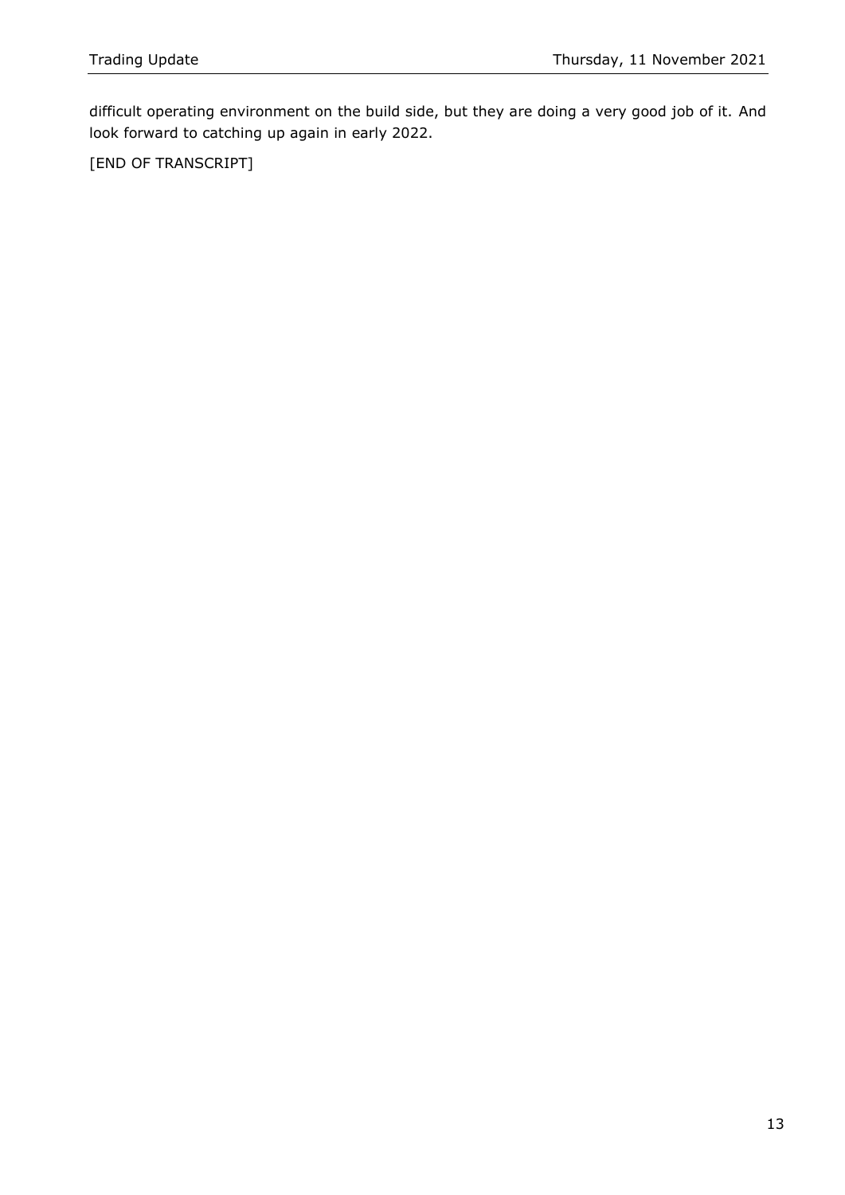difficult operating environment on the build side, but they are doing a very good job of it. And look forward to catching up again in early 2022.

[END OF TRANSCRIPT]